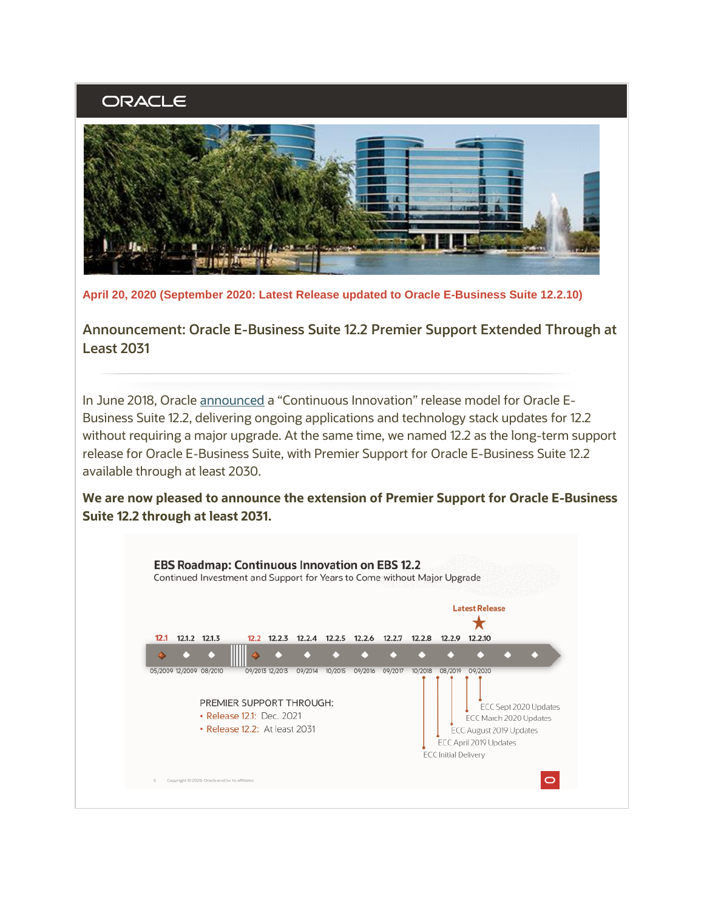ORACLE

**April 20, 2020 (September 2020: Latest Release updated to Oracle E-Business Suite 12.2.10)**

## Announcement: Oracle E-Business Suite 12.2 Premier Support Extended Through at Least 2031

In June 2018, Oracle announced a "Continuous Innovation" release model for Oracle E-Business Suite 12.2, delivering ongoing applications and technology stack updates for 12.2 without requiring a major upgrade. At the same time, we named 12.2 as the long-term support release for Oracle E-Business Suite, with Premier Support for Oracle E-Business Suite 12.2 available through at least 2030.

**We are now pleased to announce the extension of Premier Support for Oracle E-Business Suite 12.2 through at least 2031.**

**EBS Roadmap: Continuous Innovation on EBS 12.2**

Continued Investment and Support for Years to Come without Major Upgrade

Latest Release

| 12.1 | 12.1.2 | 12.1.3 | 12.2 | 12.2.3 | 12.2.4 | 12.2.5 | 12.2.6 | 12.2.7 | 12.2.8 | 12.2.9 | 12.2.10 |
|---|---|---|---|---|---|---|---|---|---|---|---|
| 05/2009 | 12/2009 | 08/2010 | 09/2013 | 12/2013 | 09/2014 | 10/2015 | 09/2016 | 09/2017 | 10/2018 | 08/2019 | 09/2020 |

PREMIER SUPPORT THROUGH:
- Release 12.1: Dec. 2021
- Release 12.2: At least 2031

ECC Sept 2020 Updates
ECC March 2020 Updates
ECC August 2019 Updates
ECC April 2019 Updates
ECC Initial Delivery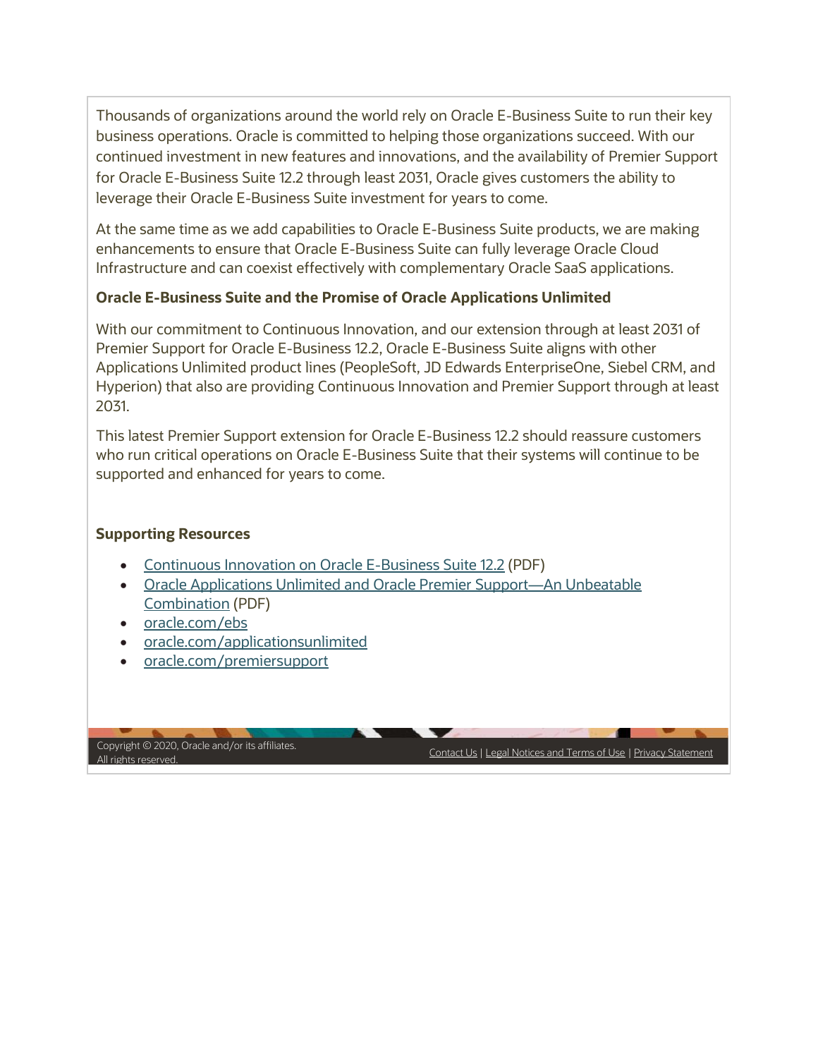Thousands of organizations around the world rely on Oracle E-Business Suite to run their key business operations. Oracle is committed to helping those organizations succeed. With our continued investment in new features and innovations, and the availability of Premier Support for Oracle E-Business Suite 12.2 through least 2031, Oracle gives customers the ability to leverage their Oracle E-Business Suite investment for years to come.

At the same time as we add capabilities to Oracle E-Business Suite products, we are making enhancements to ensure that Oracle E-Business Suite can fully leverage Oracle Cloud Infrastructure and can coexist effectively with complementary Oracle SaaS applications.

**Oracle E-Business Suite and the Promise of Oracle Applications Unlimited**

With our commitment to Continuous Innovation, and our extension through at least 2031 of Premier Support for Oracle E-Business 12.2, Oracle E-Business Suite aligns with other Applications Unlimited product lines (PeopleSoft, JD Edwards EnterpriseOne, Siebel CRM, and Hyperion) that also are providing Continuous Innovation and Premier Support through at least 2031.

This latest Premier Support extension for Oracle E-Business 12.2 should reassure customers who run critical operations on Oracle E-Business Suite that their systems will continue to be supported and enhanced for years to come.

**Supporting Resources**

- Continuous Innovation on Oracle E-Business Suite 12.2 (PDF)
- Oracle Applications Unlimited and Oracle Premier Support—An Unbeatable Combination (PDF)
- oracle.com/ebs
- oracle.com/applicationsunlimited
- oracle.com/premiersupport

Copyright © 2020, Oracle and/or its affiliates. All rights reserved.

Contact Us | Legal Notices and Terms of Use | Privacy Statement